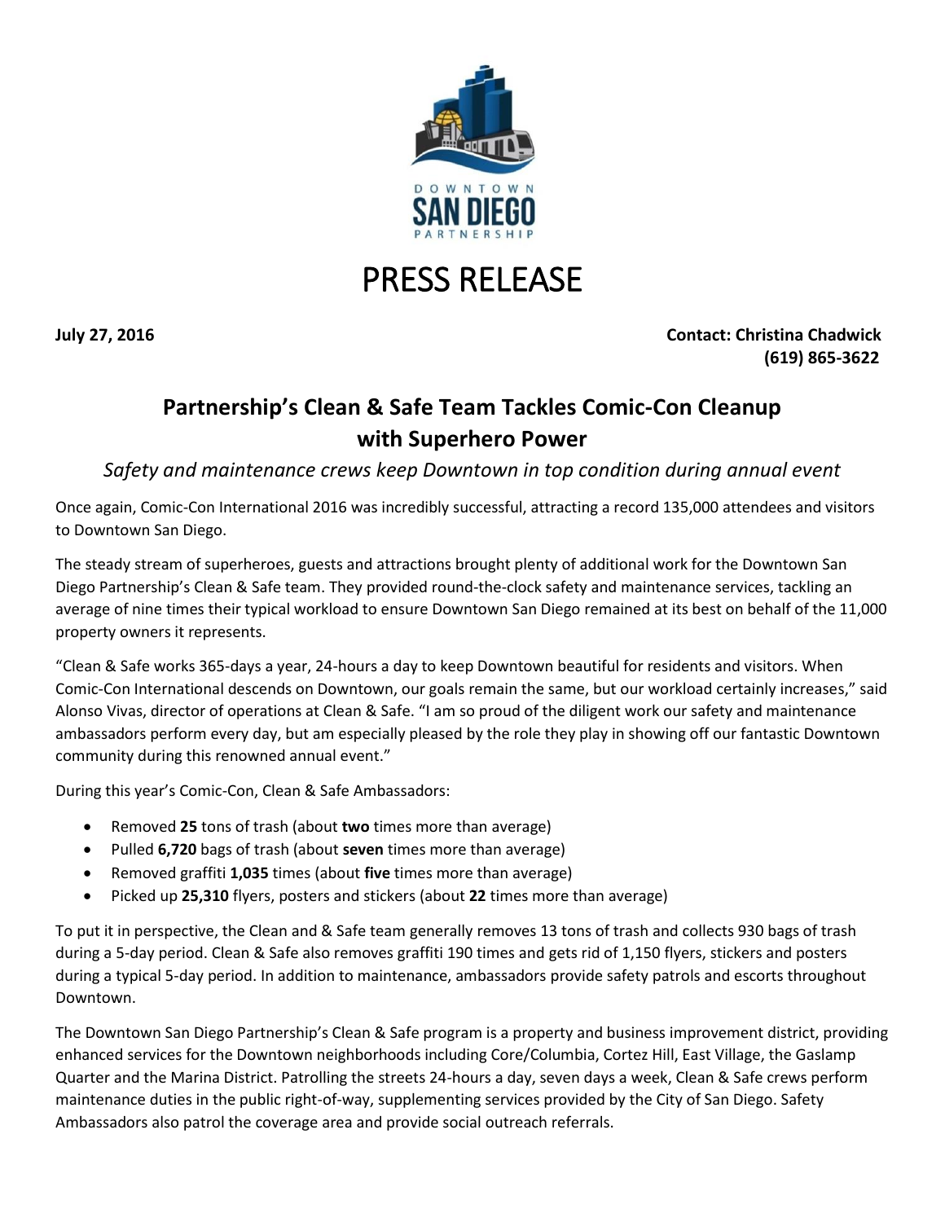DOWNTOWN SAN DIEGO PARTNERSHIP

# PRESS RELEASE

**July 27, 2016** **Contact: Christina Chadwick (619) 865-3622**

## Partnership's Clean & Safe Team Tackles Comic-Con Cleanup with Superhero Power

*Safety and maintenance crews keep Downtown in top condition during annual event*

Once again, Comic-Con International 2016 was incredibly successful, attracting a record 135,000 attendees and visitors to Downtown San Diego.

The steady stream of superheroes, guests and attractions brought plenty of additional work for the Downtown San Diego Partnership's Clean & Safe team. They provided round-the-clock safety and maintenance services, tackling an average of nine times their typical workload to ensure Downtown San Diego remained at its best on behalf of the 11,000 property owners it represents.

"Clean & Safe works 365-days a year, 24-hours a day to keep Downtown beautiful for residents and visitors. When Comic-Con International descends on Downtown, our goals remain the same, but our workload certainly increases," said Alonso Vivas, director of operations at Clean & Safe. "I am so proud of the diligent work our safety and maintenance ambassadors perform every day, but am especially pleased by the role they play in showing off our fantastic Downtown community during this renowned annual event."

During this year's Comic-Con, Clean & Safe Ambassadors:

- Removed **25** tons of trash (about **two** times more than average)
- Pulled **6,720** bags of trash (about **seven** times more than average)
- Removed graffiti **1,035** times (about **five** times more than average)
- Picked up **25,310** flyers, posters and stickers (about **22** times more than average)

To put it in perspective, the Clean and & Safe team generally removes 13 tons of trash and collects 930 bags of trash during a 5-day period. Clean & Safe also removes graffiti 190 times and gets rid of 1,150 flyers, stickers and posters during a typical 5-day period. In addition to maintenance, ambassadors provide safety patrols and escorts throughout Downtown.

The Downtown San Diego Partnership's Clean & Safe program is a property and business improvement district, providing enhanced services for the Downtown neighborhoods including Core/Columbia, Cortez Hill, East Village, the Gaslamp Quarter and the Marina District. Patrolling the streets 24-hours a day, seven days a week, Clean & Safe crews perform maintenance duties in the public right-of-way, supplementing services provided by the City of San Diego. Safety Ambassadors also patrol the coverage area and provide social outreach referrals.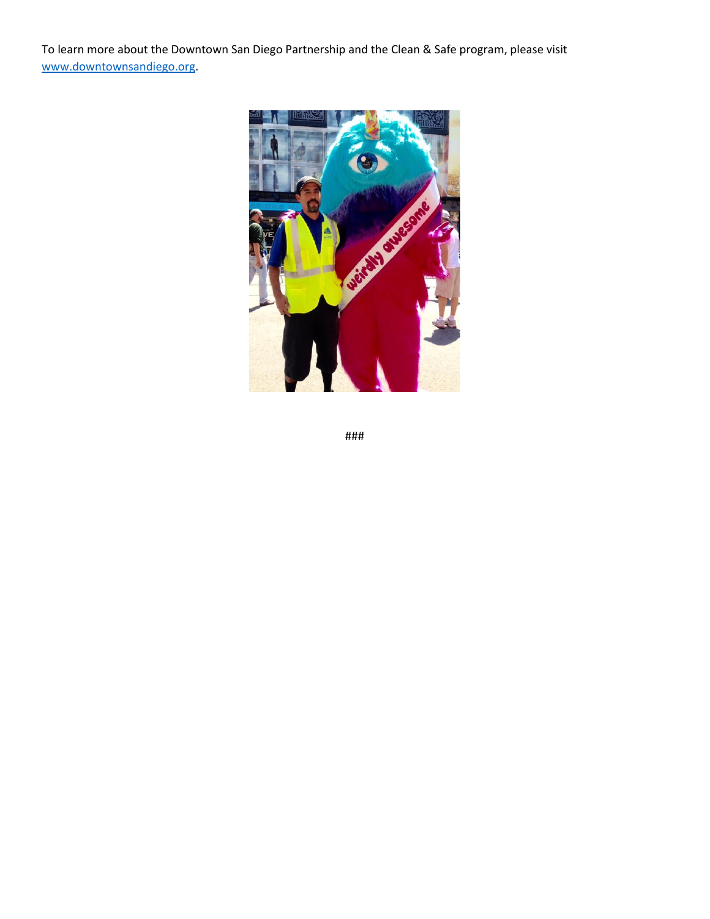To learn more about the Downtown San Diego Partnership and the Clean & Safe program, please visit [www.downtownsandiego.org](http://www.downtownsandiego.org).

###